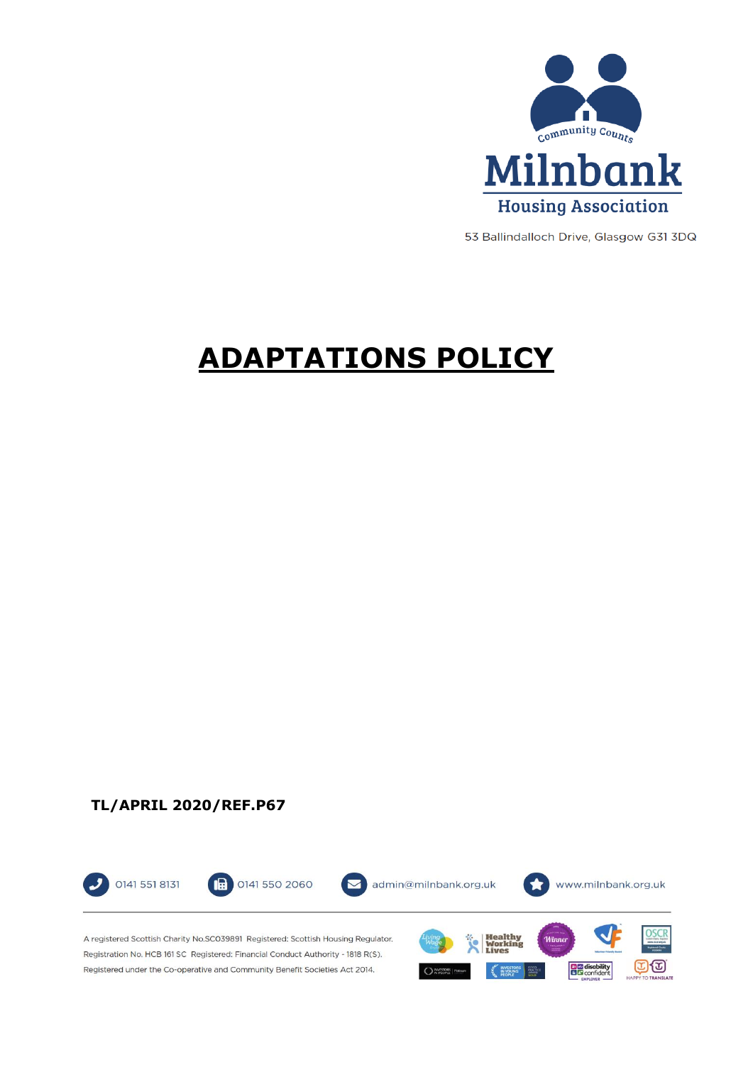Community Counts

**Milnbank**

**Housing Association**

53 Ballindalloch Drive, Glasgow G31 3DQ

# ADAPTATIONS POLICY

**TL/APRIL 2020/REF.P67**

0141 551 8131 | 0141 550 2060 | admin@milnbank.org.uk | www.milnbank.org.uk

A registered Scottish Charity No.SC039891 Registered: Scottish Housing Regulator. Registration No. HCB 161 SC Registered: Financial Conduct Authority - 1818 R(S). Registered under the Co-operative and Community Benefit Societies Act 2014.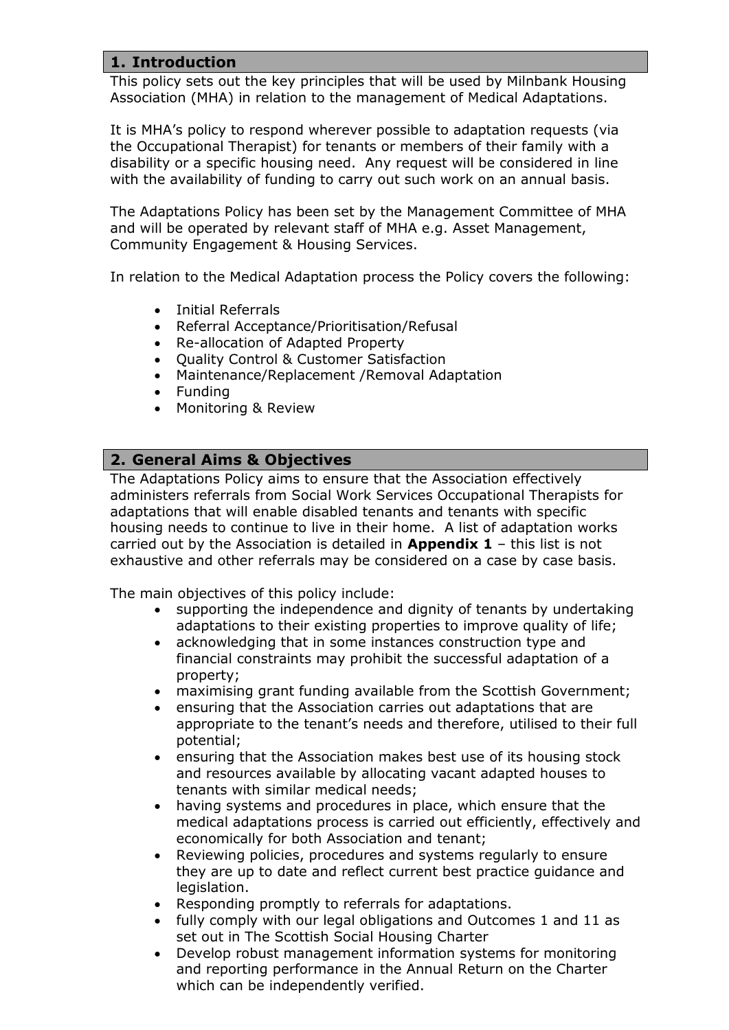## 1. Introduction

This policy sets out the key principles that will be used by Milnbank Housing Association (MHA) in relation to the management of Medical Adaptations.

It is MHA's policy to respond wherever possible to adaptation requests (via the Occupational Therapist) for tenants or members of their family with a disability or a specific housing need. Any request will be considered in line with the availability of funding to carry out such work on an annual basis.

The Adaptations Policy has been set by the Management Committee of MHA and will be operated by relevant staff of MHA e.g. Asset Management, Community Engagement & Housing Services.

In relation to the Medical Adaptation process the Policy covers the following:

- Initial Referrals
- Referral Acceptance/Prioritisation/Refusal
- Re-allocation of Adapted Property
- Quality Control & Customer Satisfaction
- Maintenance/Replacement /Removal Adaptation
- Funding
- Monitoring & Review

## 2. General Aims & Objectives

The Adaptations Policy aims to ensure that the Association effectively administers referrals from Social Work Services Occupational Therapists for adaptations that will enable disabled tenants and tenants with specific housing needs to continue to live in their home. A list of adaptation works carried out by the Association is detailed in **Appendix 1** – this list is not exhaustive and other referrals may be considered on a case by case basis.

The main objectives of this policy include:

- supporting the independence and dignity of tenants by undertaking adaptations to their existing properties to improve quality of life;
- acknowledging that in some instances construction type and financial constraints may prohibit the successful adaptation of a property;
- maximising grant funding available from the Scottish Government;
- ensuring that the Association carries out adaptations that are appropriate to the tenant's needs and therefore, utilised to their full potential;
- ensuring that the Association makes best use of its housing stock and resources available by allocating vacant adapted houses to tenants with similar medical needs;
- having systems and procedures in place, which ensure that the medical adaptations process is carried out efficiently, effectively and economically for both Association and tenant;
- Reviewing policies, procedures and systems regularly to ensure they are up to date and reflect current best practice guidance and legislation.
- Responding promptly to referrals for adaptations.
- fully comply with our legal obligations and Outcomes 1 and 11 as set out in The Scottish Social Housing Charter
- Develop robust management information systems for monitoring and reporting performance in the Annual Return on the Charter which can be independently verified.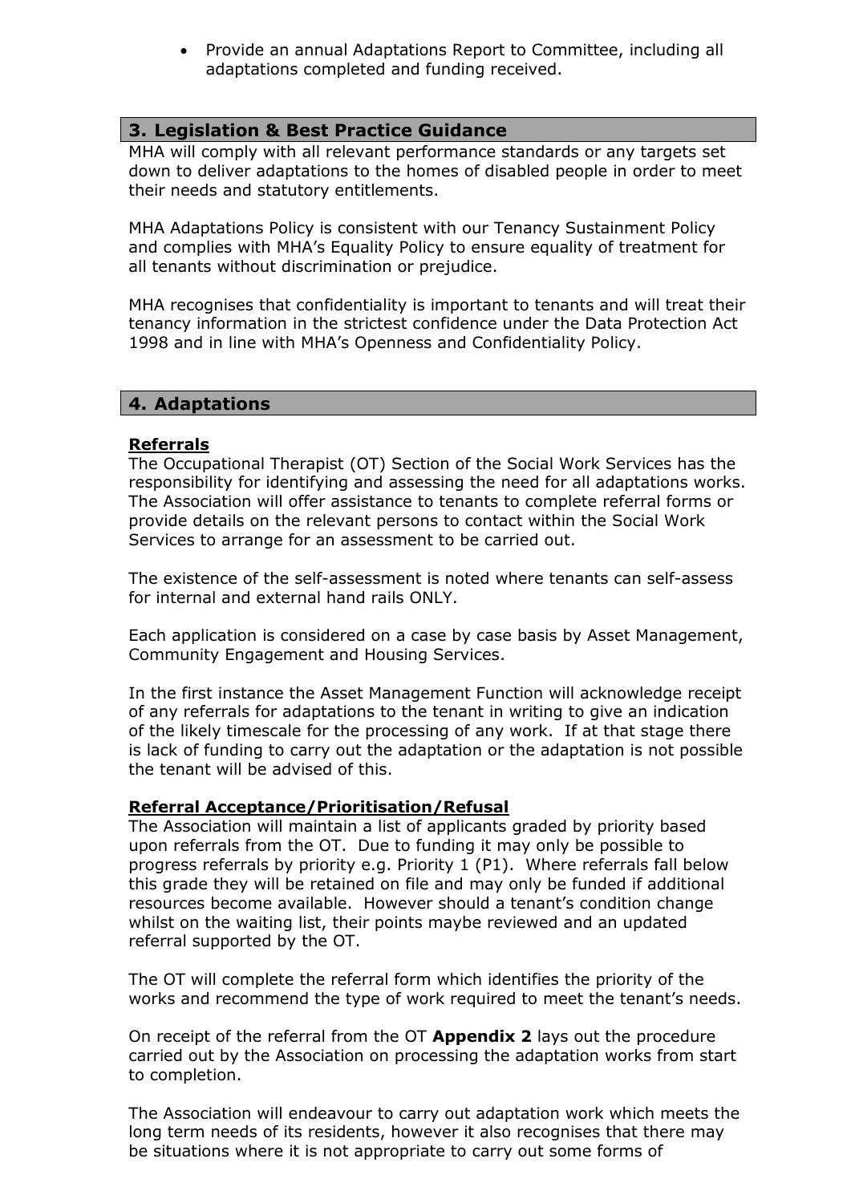- Provide an annual Adaptations Report to Committee, including all adaptations completed and funding received.

## 3. Legislation & Best Practice Guidance

MHA will comply with all relevant performance standards or any targets set down to deliver adaptations to the homes of disabled people in order to meet their needs and statutory entitlements.

MHA Adaptations Policy is consistent with our Tenancy Sustainment Policy and complies with MHA's Equality Policy to ensure equality of treatment for all tenants without discrimination or prejudice.

MHA recognises that confidentiality is important to tenants and will treat their tenancy information in the strictest confidence under the Data Protection Act 1998 and in line with MHA's Openness and Confidentiality Policy.

## 4. Adaptations

**Referrals**

The Occupational Therapist (OT) Section of the Social Work Services has the responsibility for identifying and assessing the need for all adaptations works. The Association will offer assistance to tenants to complete referral forms or provide details on the relevant persons to contact within the Social Work Services to arrange for an assessment to be carried out.

The existence of the self-assessment is noted where tenants can self-assess for internal and external hand rails ONLY.

Each application is considered on a case by case basis by Asset Management, Community Engagement and Housing Services.

In the first instance the Asset Management Function will acknowledge receipt of any referrals for adaptations to the tenant in writing to give an indication of the likely timescale for the processing of any work. If at that stage there is lack of funding to carry out the adaptation or the adaptation is not possible the tenant will be advised of this.

**Referral Acceptance/Prioritisation/Refusal**

The Association will maintain a list of applicants graded by priority based upon referrals from the OT. Due to funding it may only be possible to progress referrals by priority e.g. Priority 1 (P1). Where referrals fall below this grade they will be retained on file and may only be funded if additional resources become available. However should a tenant's condition change whilst on the waiting list, their points maybe reviewed and an updated referral supported by the OT.

The OT will complete the referral form which identifies the priority of the works and recommend the type of work required to meet the tenant's needs.

On receipt of the referral from the OT **Appendix 2** lays out the procedure carried out by the Association on processing the adaptation works from start to completion.

The Association will endeavour to carry out adaptation work which meets the long term needs of its residents, however it also recognises that there may be situations where it is not appropriate to carry out some forms of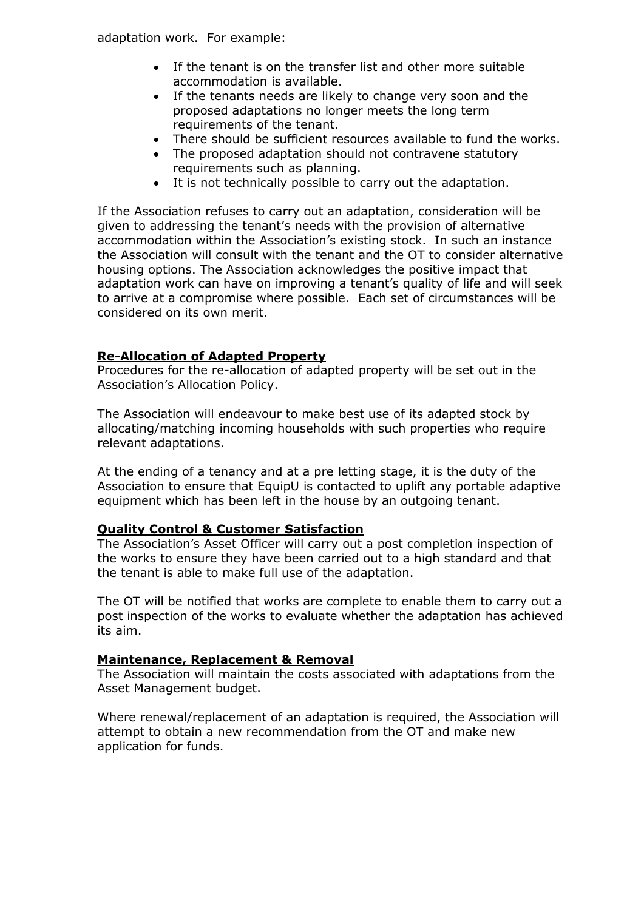adaptation work. For example:

- If the tenant is on the transfer list and other more suitable accommodation is available.
- If the tenants needs are likely to change very soon and the proposed adaptations no longer meets the long term requirements of the tenant.
- There should be sufficient resources available to fund the works.
- The proposed adaptation should not contravene statutory requirements such as planning.
- It is not technically possible to carry out the adaptation.

If the Association refuses to carry out an adaptation, consideration will be given to addressing the tenant's needs with the provision of alternative accommodation within the Association's existing stock. In such an instance the Association will consult with the tenant and the OT to consider alternative housing options. The Association acknowledges the positive impact that adaptation work can have on improving a tenant's quality of life and will seek to arrive at a compromise where possible. Each set of circumstances will be considered on its own merit.

## Re-Allocation of Adapted Property

Procedures for the re-allocation of adapted property will be set out in the Association's Allocation Policy.

The Association will endeavour to make best use of its adapted stock by allocating/matching incoming households with such properties who require relevant adaptations.

At the ending of a tenancy and at a pre letting stage, it is the duty of the Association to ensure that EquipU is contacted to uplift any portable adaptive equipment which has been left in the house by an outgoing tenant.

## Quality Control & Customer Satisfaction

The Association's Asset Officer will carry out a post completion inspection of the works to ensure they have been carried out to a high standard and that the tenant is able to make full use of the adaptation.

The OT will be notified that works are complete to enable them to carry out a post inspection of the works to evaluate whether the adaptation has achieved its aim.

## Maintenance, Replacement & Removal

The Association will maintain the costs associated with adaptations from the Asset Management budget.

Where renewal/replacement of an adaptation is required, the Association will attempt to obtain a new recommendation from the OT and make new application for funds.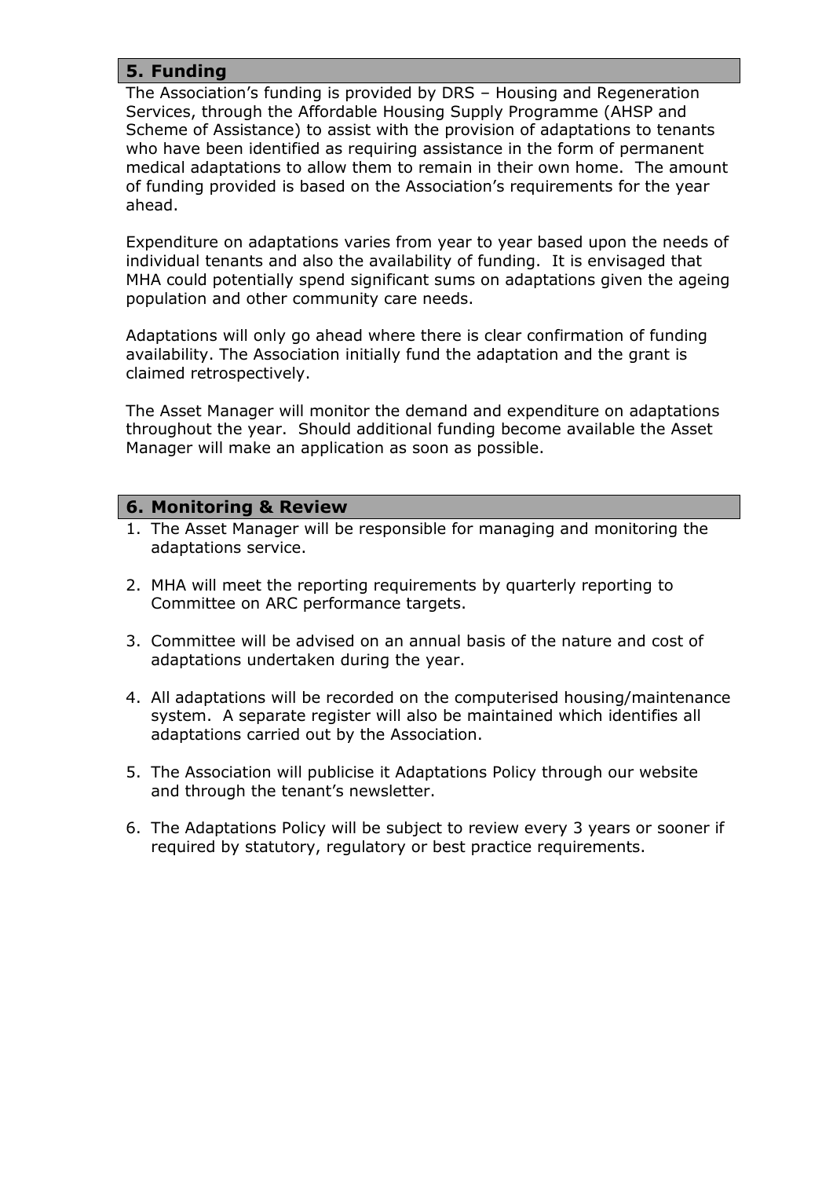## 5. Funding

The Association's funding is provided by DRS – Housing and Regeneration Services, through the Affordable Housing Supply Programme (AHSP and Scheme of Assistance) to assist with the provision of adaptations to tenants who have been identified as requiring assistance in the form of permanent medical adaptations to allow them to remain in their own home. The amount of funding provided is based on the Association's requirements for the year ahead.

Expenditure on adaptations varies from year to year based upon the needs of individual tenants and also the availability of funding. It is envisaged that MHA could potentially spend significant sums on adaptations given the ageing population and other community care needs.

Adaptations will only go ahead where there is clear confirmation of funding availability. The Association initially fund the adaptation and the grant is claimed retrospectively.

The Asset Manager will monitor the demand and expenditure on adaptations throughout the year. Should additional funding become available the Asset Manager will make an application as soon as possible.

## 6. Monitoring & Review

1. The Asset Manager will be responsible for managing and monitoring the adaptations service.

2. MHA will meet the reporting requirements by quarterly reporting to Committee on ARC performance targets.

3. Committee will be advised on an annual basis of the nature and cost of adaptations undertaken during the year.

4. All adaptations will be recorded on the computerised housing/maintenance system. A separate register will also be maintained which identifies all adaptations carried out by the Association.

5. The Association will publicise it Adaptations Policy through our website and through the tenant's newsletter.

6. The Adaptations Policy will be subject to review every 3 years or sooner if required by statutory, regulatory or best practice requirements.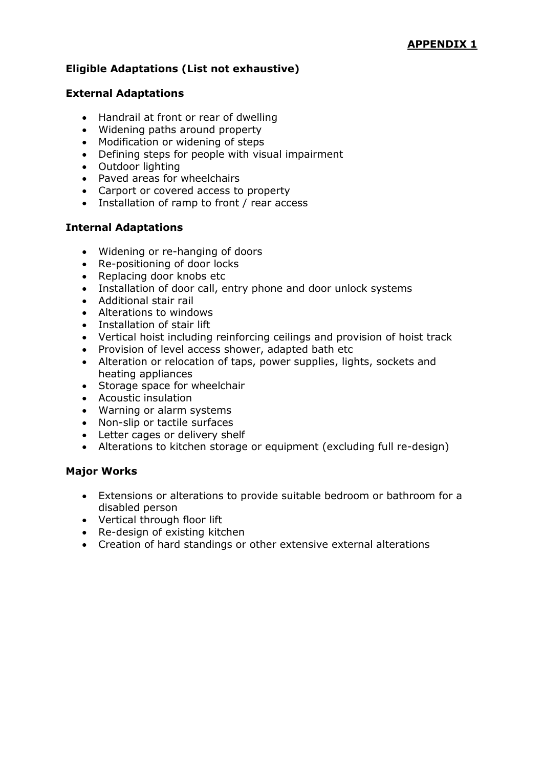**APPENDIX 1**

## Eligible Adaptations (List not exhaustive)

### External Adaptations

- Handrail at front or rear of dwelling
- Widening paths around property
- Modification or widening of steps
- Defining steps for people with visual impairment
- Outdoor lighting
- Paved areas for wheelchairs
- Carport or covered access to property
- Installation of ramp to front / rear access

### Internal Adaptations

- Widening or re-hanging of doors
- Re-positioning of door locks
- Replacing door knobs etc
- Installation of door call, entry phone and door unlock systems
- Additional stair rail
- Alterations to windows
- Installation of stair lift
- Vertical hoist including reinforcing ceilings and provision of hoist track
- Provision of level access shower, adapted bath etc
- Alteration or relocation of taps, power supplies, lights, sockets and heating appliances
- Storage space for wheelchair
- Acoustic insulation
- Warning or alarm systems
- Non-slip or tactile surfaces
- Letter cages or delivery shelf
- Alterations to kitchen storage or equipment (excluding full re-design)

### Major Works

- Extensions or alterations to provide suitable bedroom or bathroom for a disabled person
- Vertical through floor lift
- Re-design of existing kitchen
- Creation of hard standings or other extensive external alterations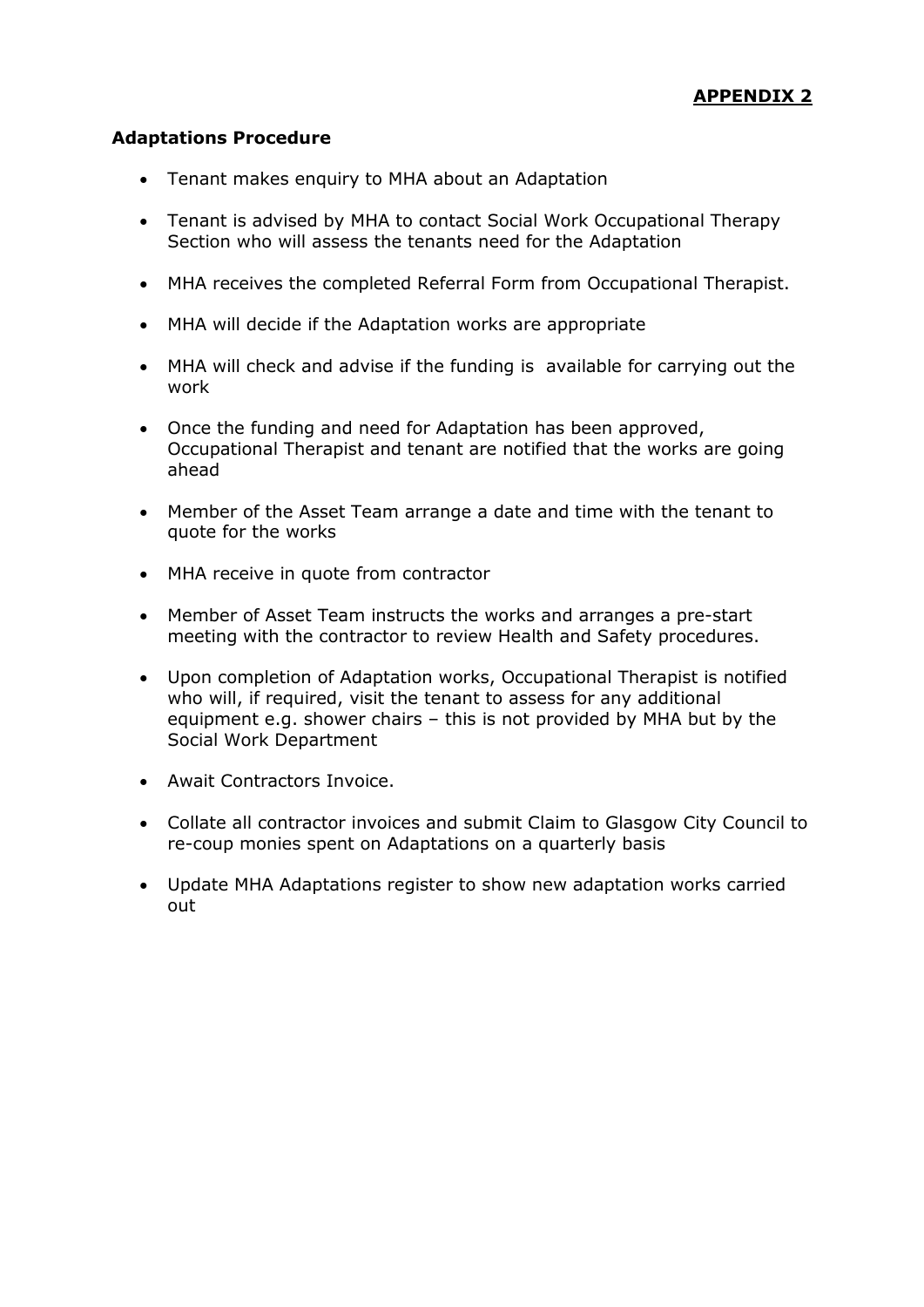**APPENDIX 2**

**Adaptations Procedure**

- Tenant makes enquiry to MHA about an Adaptation
- Tenant is advised by MHA to contact Social Work Occupational Therapy Section who will assess the tenants need for the Adaptation
- MHA receives the completed Referral Form from Occupational Therapist.
- MHA will decide if the Adaptation works are appropriate
- MHA will check and advise if the funding is available for carrying out the work
- Once the funding and need for Adaptation has been approved, Occupational Therapist and tenant are notified that the works are going ahead
- Member of the Asset Team arrange a date and time with the tenant to quote for the works
- MHA receive in quote from contractor
- Member of Asset Team instructs the works and arranges a pre-start meeting with the contractor to review Health and Safety procedures.
- Upon completion of Adaptation works, Occupational Therapist is notified who will, if required, visit the tenant to assess for any additional equipment e.g. shower chairs – this is not provided by MHA but by the Social Work Department
- Await Contractors Invoice.
- Collate all contractor invoices and submit Claim to Glasgow City Council to re-coup monies spent on Adaptations on a quarterly basis
- Update MHA Adaptations register to show new adaptation works carried out